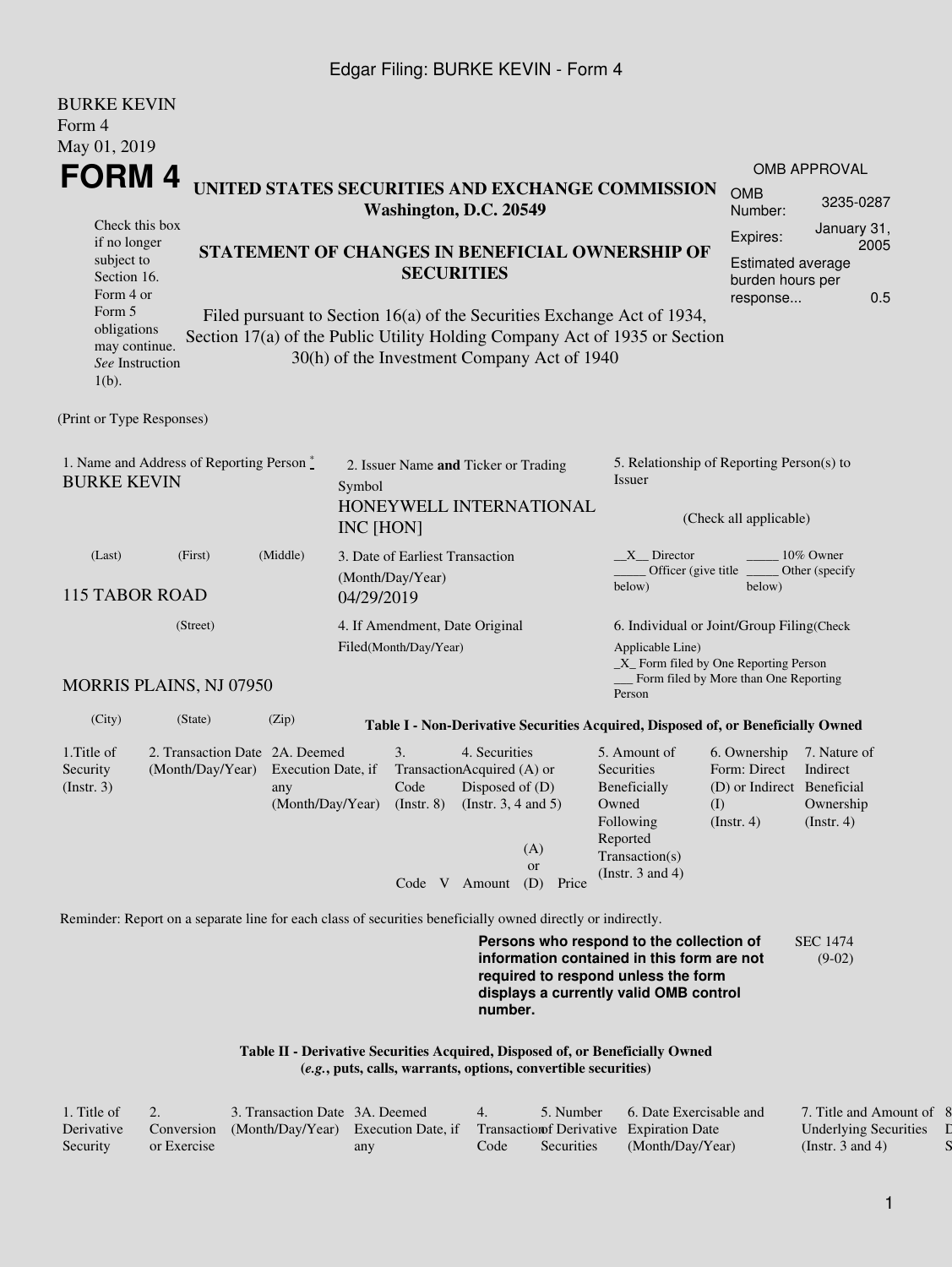Edgar Filing: BURKE KEVIN - Form 4

BURKE KEVIN
Form 4
May 01, 2019

# FORM 4

**UNITED STATES SECURITIES AND EXCHANGE COMMISSION**
**Washington, D.C. 20549**

Check this box if no longer subject to Section 16. Form 4 or Form 5 obligations may continue. *See* Instruction 1(b).

**STATEMENT OF CHANGES IN BENEFICIAL OWNERSHIP OF SECURITIES**

Filed pursuant to Section 16(a) of the Securities Exchange Act of 1934, Section 17(a) of the Public Utility Holding Company Act of 1935 or Section 30(h) of the Investment Company Act of 1940

| OMB APPROVAL | |
|---|---|
| OMB Number: | 3235-0287 |
| Expires: | January 31, 2005 |
| Estimated average burden hours per response... | 0.5 |

(Print or Type Responses)

1. Name and Address of Reporting Person *
BURKE KEVIN

(Last) (First) (Middle)

115 TABOR ROAD

(Street)

MORRIS PLAINS, NJ 07950

(City) (State) (Zip)

2. Issuer Name **and** Ticker or Trading Symbol
HONEYWELL INTERNATIONAL INC [HON]

3. Date of Earliest Transaction (Month/Day/Year)
04/29/2019

4. If Amendment, Date Original Filed(Month/Day/Year)

5. Relationship of Reporting Person(s) to Issuer

(Check all applicable)

__X__ Director _____ 10% Owner
_____ Officer (give title below) _____ Other (specify below)

6. Individual or Joint/Group Filing(Check Applicable Line)
_X_ Form filed by One Reporting Person
___ Form filed by More than One Reporting Person

**Table I - Non-Derivative Securities Acquired, Disposed of, or Beneficially Owned**

| 1.Title of Security (Instr. 3) | 2. Transaction Date (Month/Day/Year) | 2A. Deemed Execution Date, if any (Month/Day/Year) | 3. Transaction Code (Instr. 8) | | 4. Securities Acquired (A) or Disposed of (D) (Instr. 3, 4 and 5) | | | 5. Amount of Securities Beneficially Owned Following Reported Transaction(s) (Instr. 3 and 4) | 6. Ownership Form: Direct (D) or Indirect (I) (Instr. 4) | 7. Nature of Indirect Beneficial Ownership (Instr. 4) |
|---|---|---|---|---|---|---|---|---|---|---|
| | | | Code | V | Amount | (A) or (D) | Price | | | |

Reminder: Report on a separate line for each class of securities beneficially owned directly or indirectly.

**Persons who respond to the collection of information contained in this form are not required to respond unless the form displays a currently valid OMB control number.**

SEC 1474 (9-02)

**Table II - Derivative Securities Acquired, Disposed of, or Beneficially Owned**
**(*e.g.*, puts, calls, warrants, options, convertible securities)**

| 1. Title of Derivative Security | 2. Conversion or Exercise | 3. Transaction Date (Month/Day/Year) | 3A. Deemed Execution Date, if any | 4. Transaction Code | 5. Number of Derivative Securities | 6. Date Exercisable and Expiration Date (Month/Day/Year) | 7. Title and Amount of Underlying Securities (Instr. 3 and 4) | 8. D S |
|---|---|---|---|---|---|---|---|---|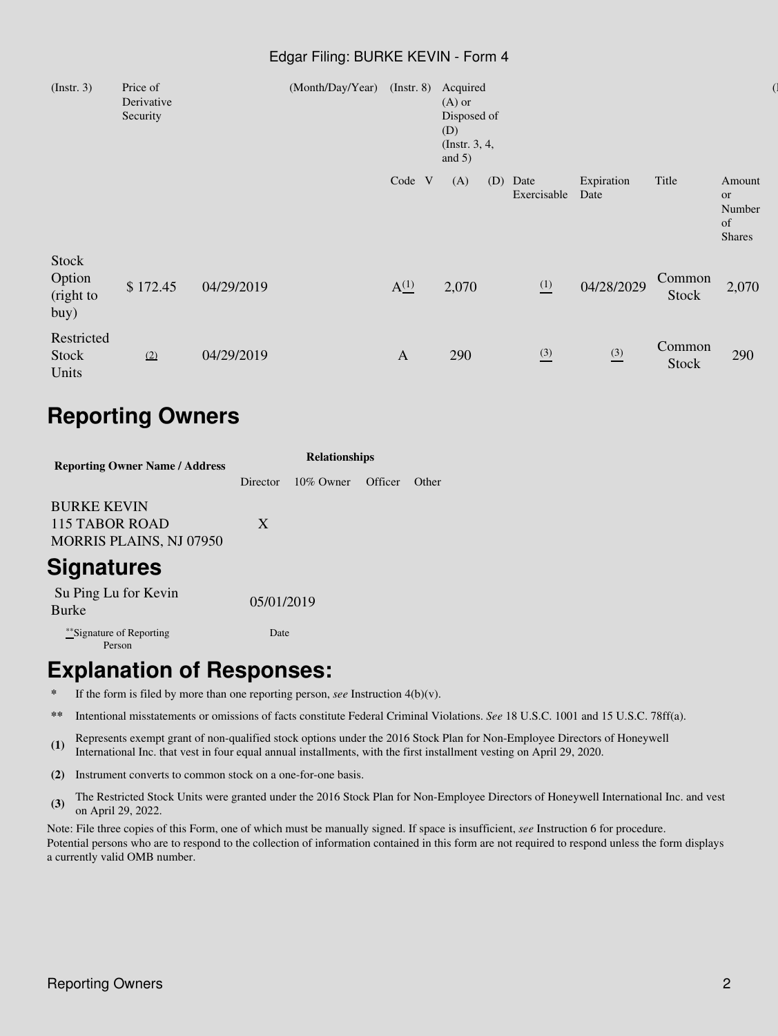| (Instr. 3) | Price of Derivative Security | | (Month/Day/Year) | (Instr. 8) | | Acquired (A) or Disposed of (D) (Instr. 3, 4, and 5) | | | | | |
|---|---|---|---|---|---|---|---|---|---|---|---|
| | | | | Code | V | (A) | (D) | Date Exercisable | Expiration Date | Title | Amount or Number of Shares |
| Stock Option (right to buy) | $ 172.45 | 04/29/2019 | | A (1) | | 2,070 | | (1) | 04/28/2029 | Common Stock | 2,070 |
| Restricted Stock Units | (2) | 04/29/2019 | | A | | 290 | | (3) | (3) | Common Stock | 290 |

## Reporting Owners

| Reporting Owner Name / Address | Relationships | | | |
|---|---|---|---|---|
| | Director | 10% Owner | Officer | Other |
| BURKE KEVIN<br>115 TABOR ROAD<br>MORRIS PLAINS, NJ 07950 | X | | | |

## Signatures

| | |
|---|---|
| Su Ping Lu for Kevin Burke | 05/01/2019 |
| **Signature of Reporting Person | Date |

## Explanation of Responses:

\* If the form is filed by more than one reporting person, *see* Instruction 4(b)(v).

** Intentional misstatements or omissions of facts constitute Federal Criminal Violations. *See* 18 U.S.C. 1001 and 15 U.S.C. 78ff(a).

**(1)** Represents exempt grant of non-qualified stock options under the 2016 Stock Plan for Non-Employee Directors of Honeywell International Inc. that vest in four equal annual installments, with the first installment vesting on April 29, 2020.

**(2)** Instrument converts to common stock on a one-for-one basis.

**(3)** The Restricted Stock Units were granted under the 2016 Stock Plan for Non-Employee Directors of Honeywell International Inc. and vest on April 29, 2022.

Note: File three copies of this Form, one of which must be manually signed. If space is insufficient, *see* Instruction 6 for procedure.
Potential persons who are to respond to the collection of information contained in this form are not required to respond unless the form displays a currently valid OMB number.